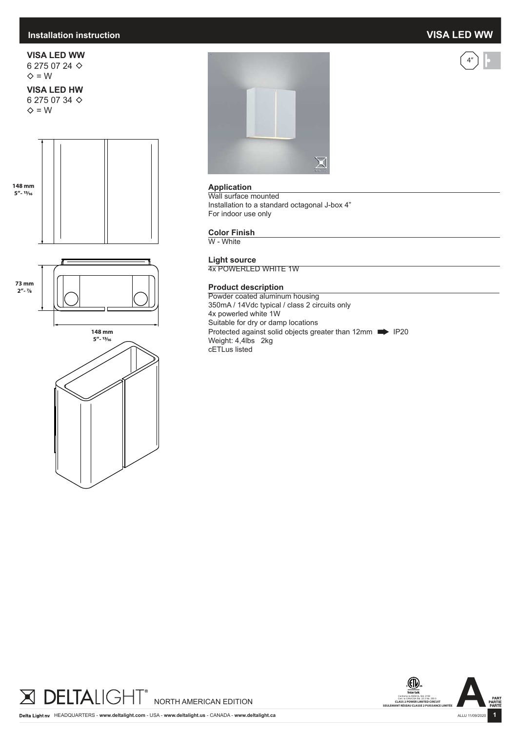# Installation instruction

## VISA LED WW

**VISA LED WW**
6 275 07 24 ◇
◇ = W

**VISA LED HW**
6 275 07 34 ◇
◇ = W

148 mm
5"- 13⁄16

73 mm
2"- 7⁄8

148 mm
5"- 13⁄16

4"

### Application

Wall surface mounted
Installation to a standard octagonal J-box 4"
For indoor use only

### Color Finish

W - White

### Light source

4x POWERLED WHITE 1W

### Product description

Powder coated aluminum housing
350mA / 14Vdc typical / class 2 circuits only
4x powerled white 1W
Suitable for dry or damp locations
Protected against solid objects greater than 12mm ➡ IP20
Weight: 4,4lbs 2kg
cETLus listed

DELTALIGHT® NORTH AMERICAN EDITION

Intertek
Conforms to ANSI/UL Std. 2108
Cert. to CAN/CSA Std. 22.2 No. 250.0
CLASS 2 POWER LIMITED CIRCUIT
SEULEMANT RÉSEAU CLASSE 2 PUISSANCE LIMITÉE

A PART PARTIE PARTE

Delta Light nv HEADQUARTERS - www.deltalight.com - USA - www.deltalight.us - CANADA - www.deltalight.ca

ALLU 11/09/2020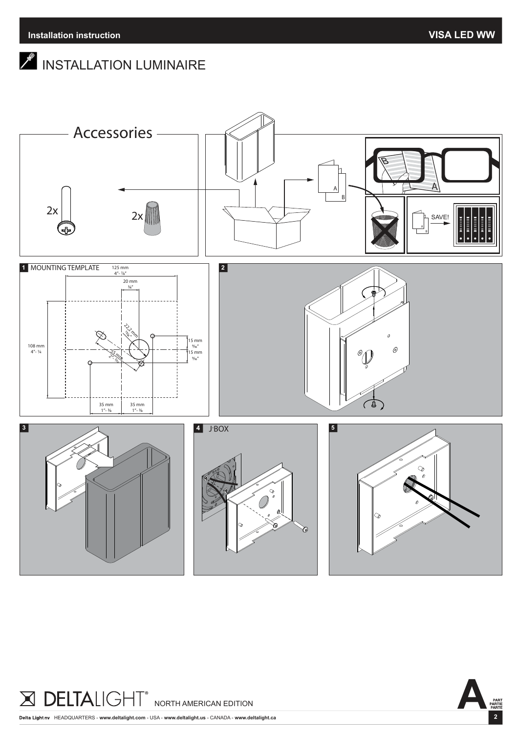# INSTALLATION LUMINAIRE

## Accessories

2x

2x

SAVE!

**1** MOUNTING TEMPLATE

125 mm
4"- ⅞"

20 mm
¾"

22,2 mm
⅞"

55 mm
2"- ⅛"

15 mm
⁹⁄₁₆"

15 mm
⁹⁄₁₆"

108 mm
4"- ¼

35 mm
1"- ⅜

35 mm
1"- ⅜

**2**

**3**

**4** J-BOX

**5**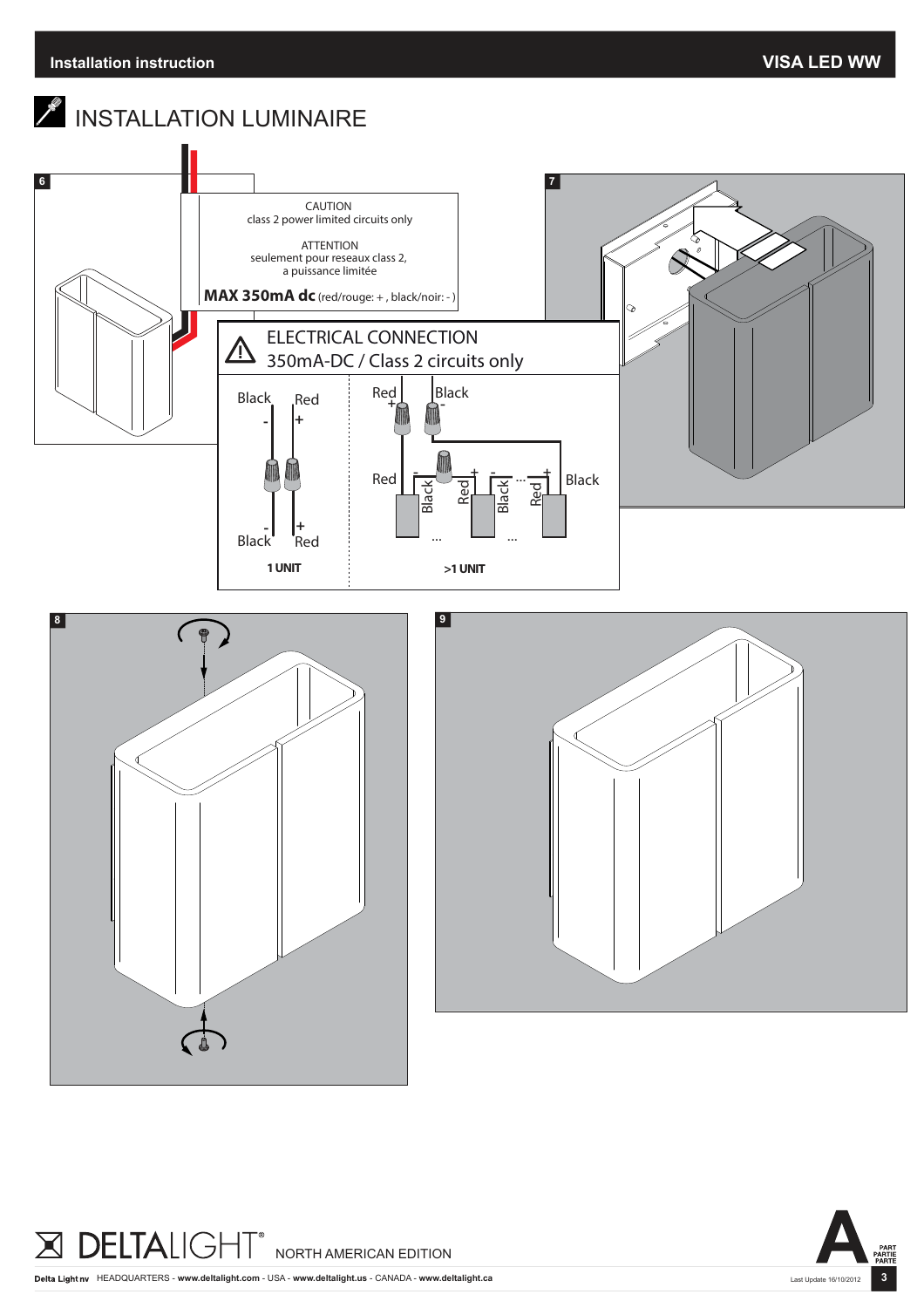# INSTALLATION LUMINAIRE

6

CAUTION
class 2 power limited circuits only

ATTENTION
seulement pour reseaux class 2,
a puissance limitée

**MAX 350mA dc** (red/rouge: + , black/noir: - )

7

ELECTRICAL CONNECTION
350mA-DC / Class 2 circuits only

Black Red
- +
- +
Black Red

**1 UNIT**

Red Black
+ -
Red - Black + Red - Black + Red ... - Black + Red ... Black

**>1 UNIT**

8

9